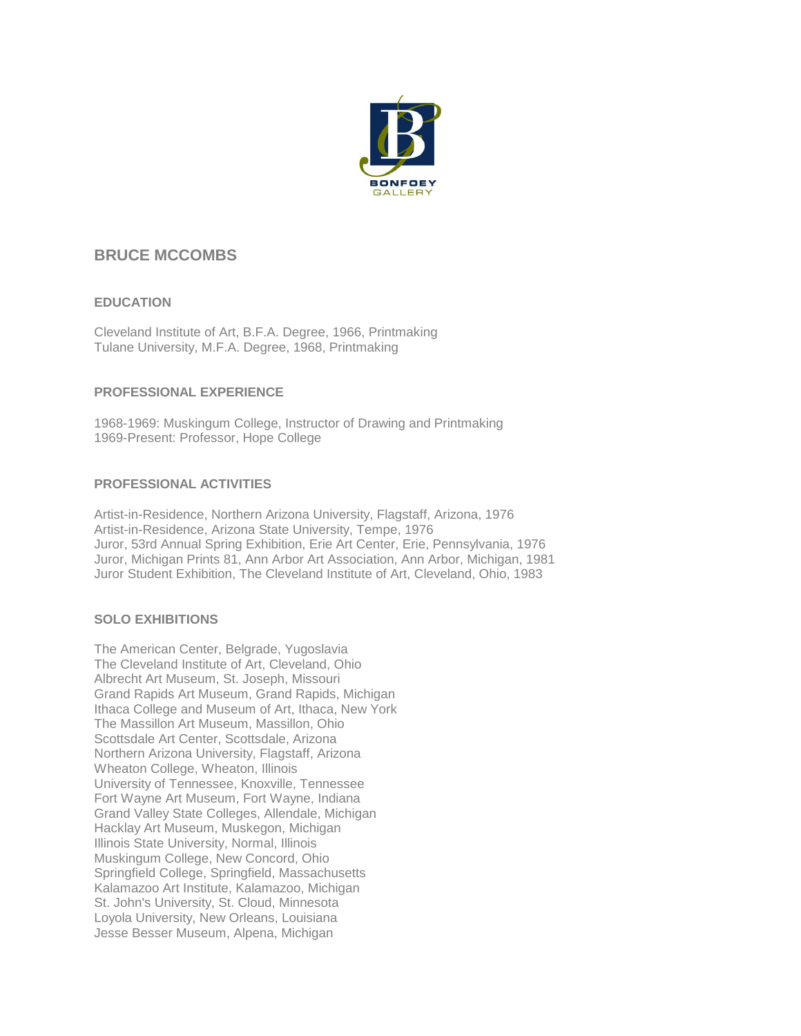BONFOEY GALLERY

# BRUCE MCCOMBS

## EDUCATION

Cleveland Institute of Art, B.F.A. Degree, 1966, Printmaking
Tulane University, M.F.A. Degree, 1968, Printmaking

## PROFESSIONAL EXPERIENCE

1968-1969: Muskingum College, Instructor of Drawing and Printmaking
1969-Present: Professor, Hope College

## PROFESSIONAL ACTIVITIES

Artist-in-Residence, Northern Arizona University, Flagstaff, Arizona, 1976
Artist-in-Residence, Arizona State University, Tempe, 1976
Juror, 53rd Annual Spring Exhibition, Erie Art Center, Erie, Pennsylvania, 1976
Juror, Michigan Prints 81, Ann Arbor Art Association, Ann Arbor, Michigan, 1981
Juror Student Exhibition, The Cleveland Institute of Art, Cleveland, Ohio, 1983

## SOLO EXHIBITIONS

The American Center, Belgrade, Yugoslavia
The Cleveland Institute of Art, Cleveland, Ohio
Albrecht Art Museum, St. Joseph, Missouri
Grand Rapids Art Museum, Grand Rapids, Michigan
Ithaca College and Museum of Art, Ithaca, New York
The Massillon Art Museum, Massillon, Ohio
Scottsdale Art Center, Scottsdale, Arizona
Northern Arizona University, Flagstaff, Arizona
Wheaton College, Wheaton, Illinois
University of Tennessee, Knoxville, Tennessee
Fort Wayne Art Museum, Fort Wayne, Indiana
Grand Valley State Colleges, Allendale, Michigan
Hacklay Art Museum, Muskegon, Michigan
Illinois State University, Normal, Illinois
Muskingum College, New Concord, Ohio
Springfield College, Springfield, Massachusetts
Kalamazoo Art Institute, Kalamazoo, Michigan
St. John's University, St. Cloud, Minnesota
Loyola University, New Orleans, Louisiana
Jesse Besser Museum, Alpena, Michigan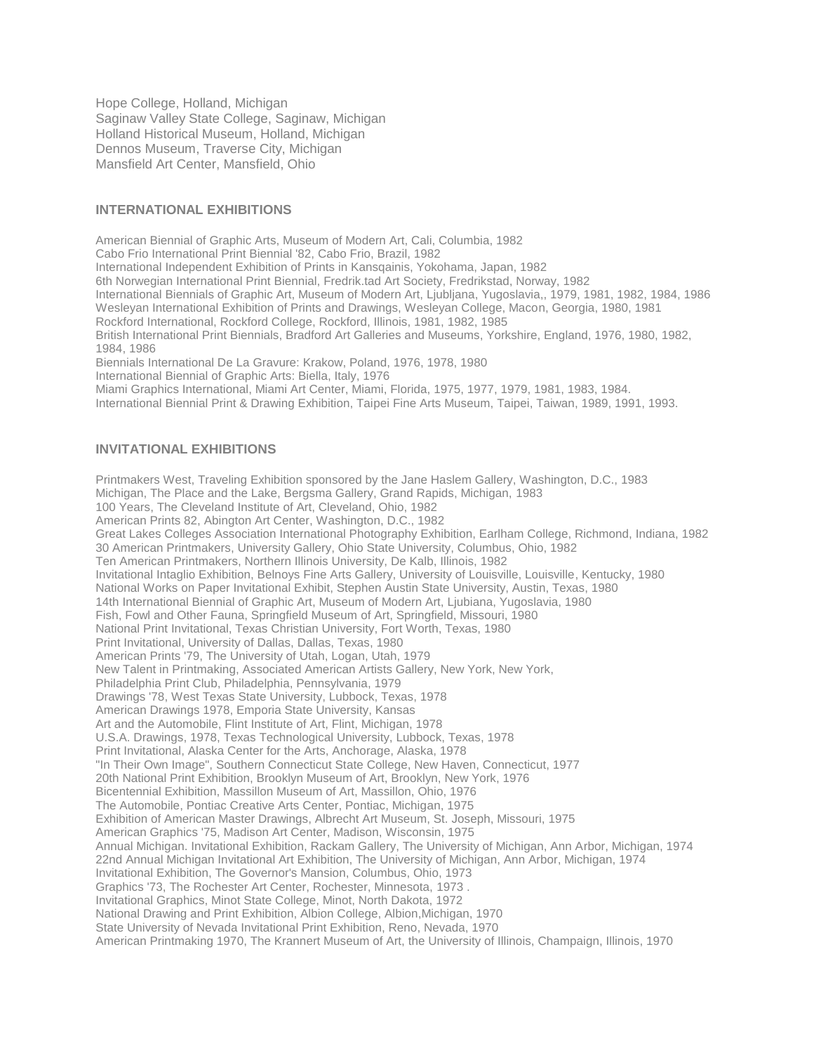Hope College, Holland, Michigan
Saginaw Valley State College, Saginaw, Michigan
Holland Historical Museum, Holland, Michigan
Dennos Museum, Traverse City, Michigan
Mansfield Art Center, Mansfield, Ohio

### INTERNATIONAL EXHIBITIONS

American Biennial of Graphic Arts, Museum of Modern Art, Cali, Columbia, 1982
Cabo Frio International Print Biennial '82, Cabo Frio, Brazil, 1982
International Independent Exhibition of Prints in Kansqainis, Yokohama, Japan, 1982
6th Norwegian International Print Biennial, Fredrik.tad Art Society, Fredrikstad, Norway, 1982
International Biennials of Graphic Art, Museum of Modern Art, Ljubljana, Yugoslavia,, 1979, 1981, 1982, 1984, 1986
Wesleyan International Exhibition of Prints and Drawings, Wesleyan College, Macon, Georgia, 1980, 1981
Rockford International, Rockford College, Rockford, Illinois, 1981, 1982, 1985
British International Print Biennials, Bradford Art Galleries and Museums, Yorkshire, England, 1976, 1980, 1982, 1984, 1986
Biennials International De La Gravure: Krakow, Poland, 1976, 1978, 1980
International Biennial of Graphic Arts: Biella, Italy, 1976
Miami Graphics International, Miami Art Center, Miami, Florida, 1975, 1977, 1979, 1981, 1983, 1984.
International Biennial Print & Drawing Exhibition, Taipei Fine Arts Museum, Taipei, Taiwan, 1989, 1991, 1993.

### INVITATIONAL EXHIBITIONS

Printmakers West, Traveling Exhibition sponsored by the Jane Haslem Gallery, Washington, D.C., 1983
Michigan, The Place and the Lake, Bergsma Gallery, Grand Rapids, Michigan, 1983
100 Years, The Cleveland Institute of Art, Cleveland, Ohio, 1982
American Prints 82, Abington Art Center, Washington, D.C., 1982
Great Lakes Colleges Association International Photography Exhibition, Earlham College, Richmond, Indiana, 1982
30 American Printmakers, University Gallery, Ohio State University, Columbus, Ohio, 1982
Ten American Printmakers, Northern Illinois University, De Kalb, Illinois, 1982
Invitational Intaglio Exhibition, Belnoys Fine Arts Gallery, University of Louisville, Louisville, Kentucky, 1980
National Works on Paper Invitational Exhibit, Stephen Austin State University, Austin, Texas, 1980
14th International Biennial of Graphic Art, Museum of Modern Art, Ljubiana, Yugoslavia, 1980
Fish, Fowl and Other Fauna, Springfield Museum of Art, Springfield, Missouri, 1980
National Print Invitational, Texas Christian University, Fort Worth, Texas, 1980
Print Invitational, University of Dallas, Dallas, Texas, 1980
American Prints '79, The University of Utah, Logan, Utah, 1979
New Talent in Printmaking, Associated American Artists Gallery, New York, New York,
Philadelphia Print Club, Philadelphia, Pennsylvania, 1979
Drawings '78, West Texas State University, Lubbock, Texas, 1978
American Drawings 1978, Emporia State University, Kansas
Art and the Automobile, Flint Institute of Art, Flint, Michigan, 1978
U.S.A. Drawings, 1978, Texas Technological University, Lubbock, Texas, 1978
Print Invitational, Alaska Center for the Arts, Anchorage, Alaska, 1978
"In Their Own Image", Southern Connecticut State College, New Haven, Connecticut, 1977
20th National Print Exhibition, Brooklyn Museum of Art, Brooklyn, New York, 1976
Bicentennial Exhibition, Massillon Museum of Art, Massillon, Ohio, 1976
The Automobile, Pontiac Creative Arts Center, Pontiac, Michigan, 1975
Exhibition of American Master Drawings, Albrecht Art Museum, St. Joseph, Missouri, 1975
American Graphics '75, Madison Art Center, Madison, Wisconsin, 1975
Annual Michigan. Invitational Exhibition, Rackam Gallery, The University of Michigan, Ann Arbor, Michigan, 1974
22nd Annual Michigan Invitational Art Exhibition, The University of Michigan, Ann Arbor, Michigan, 1974
Invitational Exhibition, The Governor's Mansion, Columbus, Ohio, 1973
Graphics '73, The Rochester Art Center, Rochester, Minnesota, 1973 .
Invitational Graphics, Minot State College, Minot, North Dakota, 1972
National Drawing and Print Exhibition, Albion College, Albion,Michigan, 1970
State University of Nevada Invitational Print Exhibition, Reno, Nevada, 1970
American Printmaking 1970, The Krannert Museum of Art, the University of Illinois, Champaign, Illinois, 1970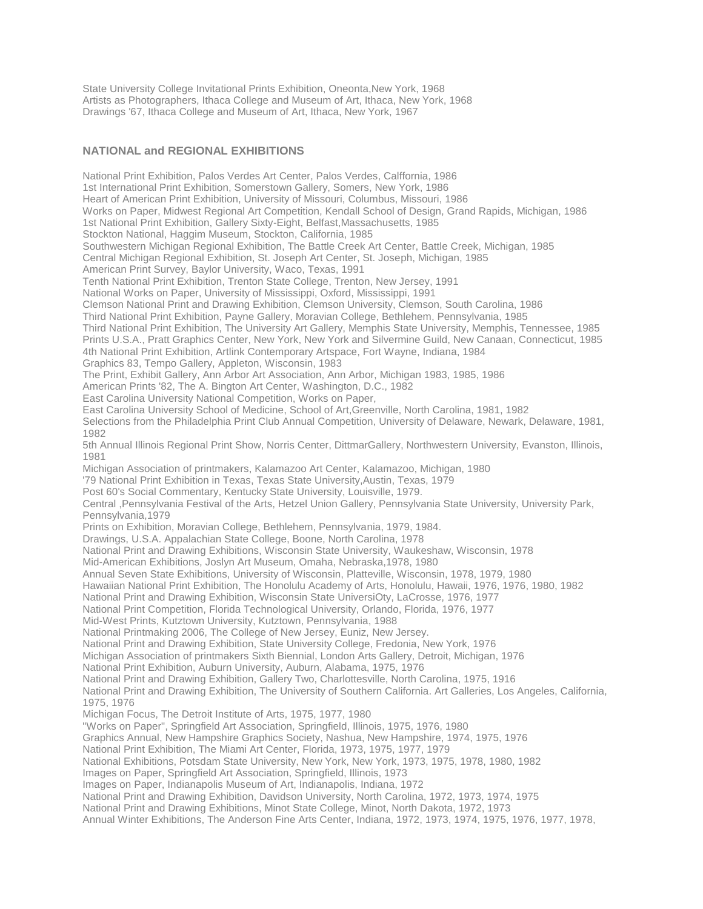State University College Invitational Prints Exhibition, Oneonta,New York, 1968
Artists as Photographers, Ithaca College and Museum of Art, Ithaca, New York, 1968
Drawings '67, Ithaca College and Museum of Art, Ithaca, New York, 1967

### NATIONAL and REGIONAL EXHIBITIONS

National Print Exhibition, Palos Verdes Art Center, Palos Verdes, Calffornia, 1986
1st International Print Exhibition, Somerstown Gallery, Somers, New York, 1986
Heart of American Print Exhibition, University of Missouri, Columbus, Missouri, 1986
Works on Paper, Midwest Regional Art Competition, Kendall School of Design, Grand Rapids, Michigan, 1986
1st National Print Exhibition, Gallery Sixty-Eight, Belfast,Massachusetts, 1985
Stockton National, Haggim Museum, Stockton, California, 1985
Southwestern Michigan Regional Exhibition, The Battle Creek Art Center, Battle Creek, Michigan, 1985
Central Michigan Regional Exhibition, St. Joseph Art Center, St. Joseph, Michigan, 1985
American Print Survey, Baylor University, Waco, Texas, 1991
Tenth National Print Exhibition, Trenton State College, Trenton, New Jersey, 1991
National Works on Paper, University of Mississippi, Oxford, Mississippi, 1991
Clemson National Print and Drawing Exhibition, Clemson University, Clemson, South Carolina, 1986
Third National Print Exhibition, Payne Gallery, Moravian College, Bethlehem, Pennsylvania, 1985
Third National Print Exhibition, The University Art Gallery, Memphis State University, Memphis, Tennessee, 1985
Prints U.S.A., Pratt Graphics Center, New York, New York and Silvermine Guild, New Canaan, Connecticut, 1985
4th National Print Exhibition, Artlink Contemporary Artspace, Fort Wayne, Indiana, 1984
Graphics 83, Tempo Gallery, Appleton, Wisconsin, 1983
The Print, Exhibit Gallery, Ann Arbor Art Association, Ann Arbor, Michigan 1983, 1985, 1986
American Prints '82, The A. Bington Art Center, Washington, D.C., 1982
East Carolina University National Competition, Works on Paper,
East Carolina University School of Medicine, School of Art,Greenville, North Carolina, 1981, 1982
Selections from the Philadelphia Print Club Annual Competition, University of Delaware, Newark, Delaware, 1981, 1982
5th Annual Illinois Regional Print Show, Norris Center, DittmarGallery, Northwestern University, Evanston, Illinois, 1981
Michigan Association of printmakers, Kalamazoo Art Center, Kalamazoo, Michigan, 1980
'79 National Print Exhibition in Texas, Texas State University,Austin, Texas, 1979
Post 60's Social Commentary, Kentucky State University, Louisville, 1979.
Central ,Pennsylvania Festival of the Arts, Hetzel Union Gallery, Pennsylvania State University, University Park, Pennsylvania,1979
Prints on Exhibition, Moravian College, Bethlehem, Pennsylvania, 1979, 1984.
Drawings, U.S.A. Appalachian State College, Boone, North Carolina, 1978
National Print and Drawing Exhibitions, Wisconsin State University, Waukeshaw, Wisconsin, 1978
Mid-American Exhibitions, Joslyn Art Museum, Omaha, Nebraska,1978, 1980
Annual Seven State Exhibitions, University of Wisconsin, Platteville, Wisconsin, 1978, 1979, 1980
Hawaiian National Print Exhibition, The Honolulu Academy of Arts, Honolulu, Hawaii, 1976, 1976, 1980, 1982
National Print and Drawing Exhibition, Wisconsin State UniversiOty, LaCrosse, 1976, 1977
National Print Competition, Florida Technological University, Orlando, Florida, 1976, 1977
Mid-West Prints, Kutztown University, Kutztown, Pennsylvania, 1988
National Printmaking 2006, The College of New Jersey, Euniz, New Jersey.
National Print and Drawing Exhibition, State University College, Fredonia, New York, 1976
Michigan Association of printmakers Sixth Biennial, London Arts Gallery, Detroit, Michigan, 1976
National Print Exhibition, Auburn University, Auburn, Alabama, 1975, 1976
National Print and Drawing Exhibition, Gallery Two, Charlottesville, North Carolina, 1975, 1916
National Print and Drawing Exhibition, The University of Southern California. Art Galleries, Los Angeles, California, 1975, 1976
Michigan Focus, The Detroit Institute of Arts, 1975, 1977, 1980
"Works on Paper", Springfield Art Association, Springfield, Illinois, 1975, 1976, 1980
Graphics Annual, New Hampshire Graphics Society, Nashua, New Hampshire, 1974, 1975, 1976
National Print Exhibition, The Miami Art Center, Florida, 1973, 1975, 1977, 1979
National Exhibitions, Potsdam State University, New York, New York, 1973, 1975, 1978, 1980, 1982
Images on Paper, Springfield Art Association, Springfield, Illinois, 1973
Images on Paper, Indianapolis Museum of Art, Indianapolis, Indiana, 1972
National Print and Drawing Exhibition, Davidson University, North Carolina, 1972, 1973, 1974, 1975
National Print and Drawing Exhibitions, Minot State College, Minot, North Dakota, 1972, 1973
Annual Winter Exhibitions, The Anderson Fine Arts Center, Indiana, 1972, 1973, 1974, 1975, 1976, 1977, 1978,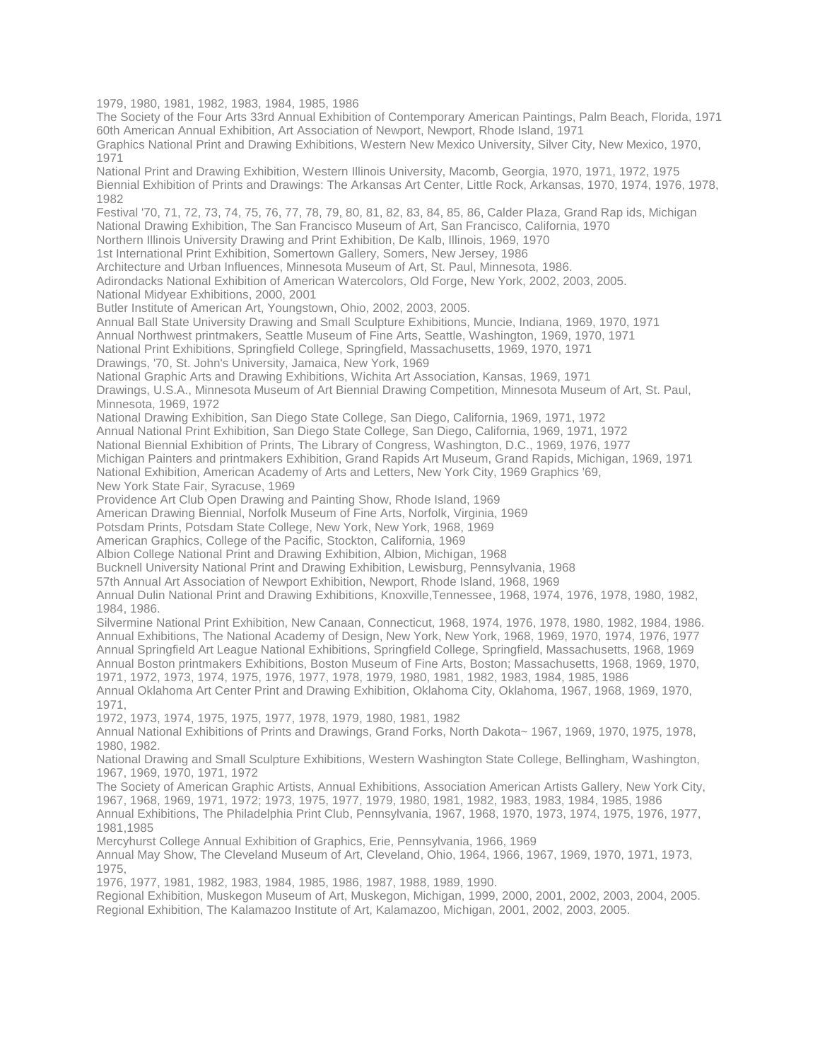1979, 1980, 1981, 1982, 1983, 1984, 1985, 1986
The Society of the Four Arts 33rd Annual Exhibition of Contemporary American Paintings, Palm Beach, Florida, 1971
60th American Annual Exhibition, Art Association of Newport, Newport, Rhode Island, 1971
Graphics National Print and Drawing Exhibitions, Western New Mexico University, Silver City, New Mexico, 1970, 1971
National Print and Drawing Exhibition, Western Illinois University, Macomb, Georgia, 1970, 1971, 1972, 1975
Biennial Exhibition of Prints and Drawings: The Arkansas Art Center, Little Rock, Arkansas, 1970, 1974, 1976, 1978, 1982
Festival '70, 71, 72, 73, 74, 75, 76, 77, 78, 79, 80, 81, 82, 83, 84, 85, 86, Calder Plaza, Grand Rap ids, Michigan
National Drawing Exhibition, The San Francisco Museum of Art, San Francisco, California, 1970
Northern Illinois University Drawing and Print Exhibition, De Kalb, Illinois, 1969, 1970
1st International Print Exhibition, Somertown Gallery, Somers, New Jersey, 1986
Architecture and Urban Influences, Minnesota Museum of Art, St. Paul, Minnesota, 1986.
Adirondacks National Exhibition of American Watercolors, Old Forge, New York, 2002, 2003, 2005.
National Midyear Exhibitions, 2000, 2001
Butler Institute of American Art, Youngstown, Ohio, 2002, 2003, 2005.
Annual Ball State University Drawing and Small Sculpture Exhibitions, Muncie, Indiana, 1969, 1970, 1971
Annual Northwest printmakers, Seattle Museum of Fine Arts, Seattle, Washington, 1969, 1970, 1971
National Print Exhibitions, Springfield College, Springfield, Massachusetts, 1969, 1970, 1971
Drawings, '70, St. John's University, Jamaica, New York, 1969
National Graphic Arts and Drawing Exhibitions, Wichita Art Association, Kansas, 1969, 1971
Drawings, U.S.A., Minnesota Museum of Art Biennial Drawing Competition, Minnesota Museum of Art, St. Paul, Minnesota, 1969, 1972
National Drawing Exhibition, San Diego State College, San Diego, California, 1969, 1971, 1972
Annual National Print Exhibition, San Diego State College, San Diego, California, 1969, 1971, 1972
National Biennial Exhibition of Prints, The Library of Congress, Washington, D.C., 1969, 1976, 1977
Michigan Painters and printmakers Exhibition, Grand Rapids Art Museum, Grand Rapids, Michigan, 1969, 1971
National Exhibition, American Academy of Arts and Letters, New York City, 1969 Graphics '69,
New York State Fair, Syracuse, 1969
Providence Art Club Open Drawing and Painting Show, Rhode Island, 1969
American Drawing Biennial, Norfolk Museum of Fine Arts, Norfolk, Virginia, 1969
Potsdam Prints, Potsdam State College, New York, New York, 1968, 1969
American Graphics, College of the Pacific, Stockton, California, 1969
Albion College National Print and Drawing Exhibition, Albion, Michigan, 1968
Bucknell University National Print and Drawing Exhibition, Lewisburg, Pennsylvania, 1968
57th Annual Art Association of Newport Exhibition, Newport, Rhode Island, 1968, 1969
Annual Dulin National Print and Drawing Exhibitions, Knoxville,Tennessee, 1968, 1974, 1976, 1978, 1980, 1982, 1984, 1986.
Silvermine National Print Exhibition, New Canaan, Connecticut, 1968, 1974, 1976, 1978, 1980, 1982, 1984, 1986.
Annual Exhibitions, The National Academy of Design, New York, New York, 1968, 1969, 1970, 1974, 1976, 1977
Annual Springfield Art League National Exhibitions, Springfield College, Springfield, Massachusetts, 1968, 1969
Annual Boston printmakers Exhibitions, Boston Museum of Fine Arts, Boston; Massachusetts, 1968, 1969, 1970, 1971, 1972, 1973, 1974, 1975, 1976, 1977, 1978, 1979, 1980, 1981, 1982, 1983, 1984, 1985, 1986
Annual Oklahoma Art Center Print and Drawing Exhibition, Oklahoma City, Oklahoma, 1967, 1968, 1969, 1970, 1971,
1972, 1973, 1974, 1975, 1975, 1977, 1978, 1979, 1980, 1981, 1982
Annual National Exhibitions of Prints and Drawings, Grand Forks, North Dakota~ 1967, 1969, 1970, 1975, 1978, 1980, 1982.
National Drawing and Small Sculpture Exhibitions, Western Washington State College, Bellingham, Washington, 1967, 1969, 1970, 1971, 1972
The Society of American Graphic Artists, Annual Exhibitions, Association American Artists Gallery, New York City, 1967, 1968, 1969, 1971, 1972; 1973, 1975, 1977, 1979, 1980, 1981, 1982, 1983, 1983, 1984, 1985, 1986
Annual Exhibitions, The Philadelphia Print Club, Pennsylvania, 1967, 1968, 1970, 1973, 1974, 1975, 1976, 1977, 1981,1985
Mercyhurst College Annual Exhibition of Graphics, Erie, Pennsylvania, 1966, 1969
Annual May Show, The Cleveland Museum of Art, Cleveland, Ohio, 1964, 1966, 1967, 1969, 1970, 1971, 1973, 1975,
1976, 1977, 1981, 1982, 1983, 1984, 1985, 1986, 1987, 1988, 1989, 1990.
Regional Exhibition, Muskegon Museum of Art, Muskegon, Michigan, 1999, 2000, 2001, 2002, 2003, 2004, 2005.
Regional Exhibition, The Kalamazoo Institute of Art, Kalamazoo, Michigan, 2001, 2002, 2003, 2005.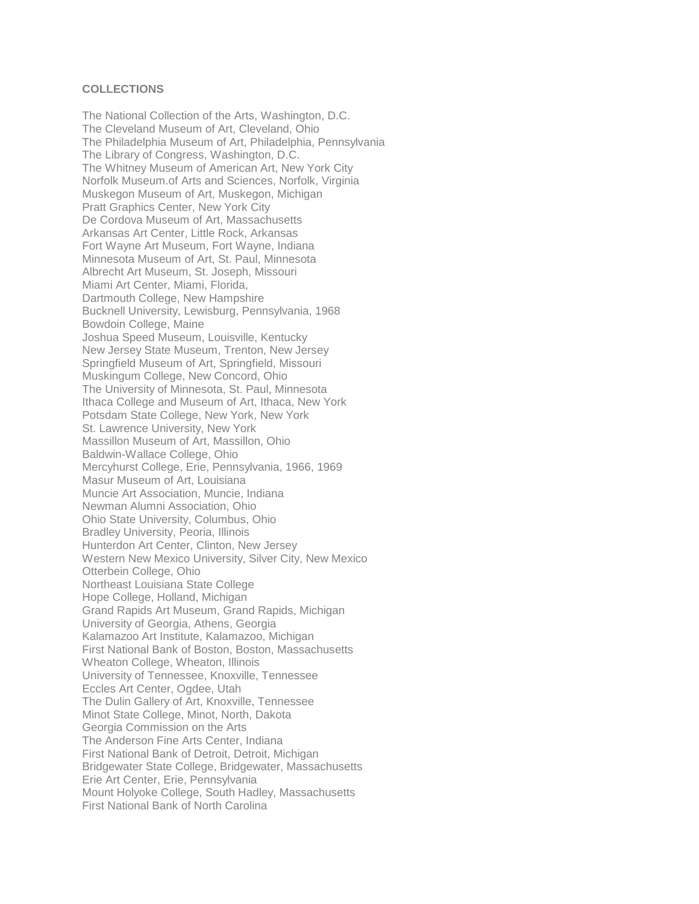**COLLECTIONS**

The National Collection of the Arts, Washington, D.C.
The Cleveland Museum of Art, Cleveland, Ohio
The Philadelphia Museum of Art, Philadelphia, Pennsylvania
The Library of Congress, Washington, D.C.
The Whitney Museum of American Art, New York City
Norfolk Museum.of Arts and Sciences, Norfolk, Virginia
Muskegon Museum of Art, Muskegon, Michigan
Pratt Graphics Center, New York City
De Cordova Museum of Art, Massachusetts
Arkansas Art Center, Little Rock, Arkansas
Fort Wayne Art Museum, Fort Wayne, Indiana
Minnesota Museum of Art, St. Paul, Minnesota
Albrecht Art Museum, St. Joseph, Missouri
Miami Art Center, Miami, Florida,
Dartmouth College, New Hampshire
Bucknell University, Lewisburg, Pennsylvania, 1968
Bowdoin College, Maine
Joshua Speed Museum, Louisville, Kentucky
New Jersey State Museum, Trenton, New Jersey
Springfield Museum of Art, Springfield, Missouri
Muskingum College, New Concord, Ohio
The University of Minnesota, St. Paul, Minnesota
Ithaca College and Museum of Art, Ithaca, New York
Potsdam State College, New York, New York
St. Lawrence University, New York
Massillon Museum of Art, Massillon, Ohio
Baldwin-Wallace College, Ohio
Mercyhurst College, Erie, Pennsylvania, 1966, 1969
Masur Museum of Art, Louisiana
Muncie Art Association, Muncie, Indiana
Newman Alumni Association, Ohio
Ohio State University, Columbus, Ohio
Bradley University, Peoria, Illinois
Hunterdon Art Center, Clinton, New Jersey
Western New Mexico University, Silver City, New Mexico
Otterbein College, Ohio
Northeast Louisiana State College
Hope College, Holland, Michigan
Grand Rapids Art Museum, Grand Rapids, Michigan
University of Georgia, Athens, Georgia
Kalamazoo Art Institute, Kalamazoo, Michigan
First National Bank of Boston, Boston, Massachusetts
Wheaton College, Wheaton, Illinois
University of Tennessee, Knoxville, Tennessee
Eccles Art Center, Ogdee, Utah
The Dulin Gallery of Art, Knoxville, Tennessee
Minot State College, Minot, North, Dakota
Georgia Commission on the Arts
The Anderson Fine Arts Center, Indiana
First National Bank of Detroit, Detroit, Michigan
Bridgewater State College, Bridgewater, Massachusetts
Erie Art Center, Erie, Pennsylvania
Mount Holyoke College, South Hadley, Massachusetts
First National Bank of North Carolina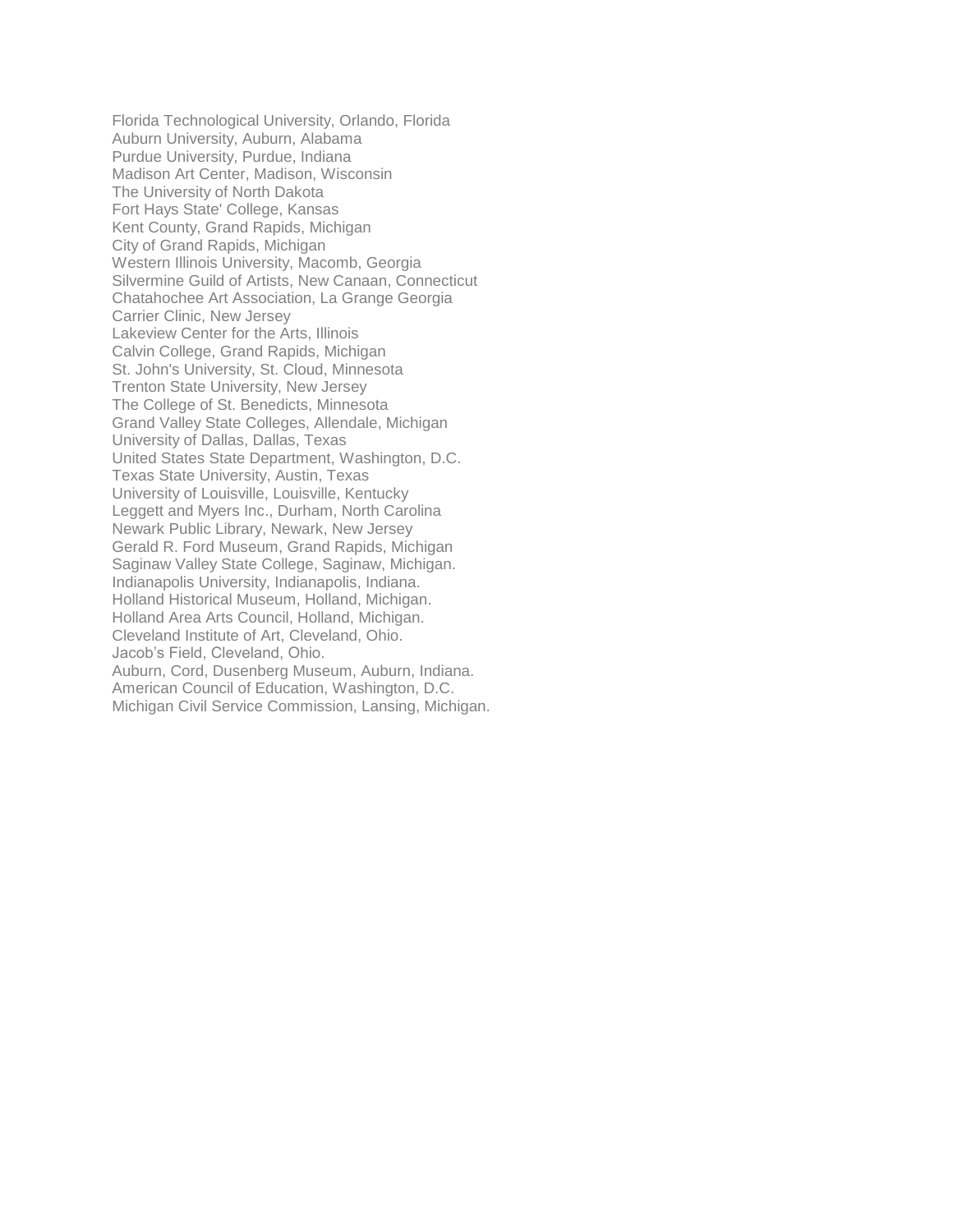Florida Technological University, Orlando, Florida
Auburn University, Auburn, Alabama
Purdue University, Purdue, Indiana
Madison Art Center, Madison, Wisconsin
The University of North Dakota
Fort Hays State' College, Kansas
Kent County, Grand Rapids, Michigan
City of Grand Rapids, Michigan
Western Illinois University, Macomb, Georgia
Silvermine Guild of Artists, New Canaan, Connecticut
Chatahochee Art Association, La Grange Georgia
Carrier Clinic, New Jersey
Lakeview Center for the Arts, Illinois
Calvin College, Grand Rapids, Michigan
St. John's University, St. Cloud, Minnesota
Trenton State University, New Jersey
The College of St. Benedicts, Minnesota
Grand Valley State Colleges, Allendale, Michigan
University of Dallas, Dallas, Texas
United States State Department, Washington, D.C.
Texas State University, Austin, Texas
University of Louisville, Louisville, Kentucky
Leggett and Myers Inc., Durham, North Carolina
Newark Public Library, Newark, New Jersey
Gerald R. Ford Museum, Grand Rapids, Michigan
Saginaw Valley State College, Saginaw, Michigan.
Indianapolis University, Indianapolis, Indiana.
Holland Historical Museum, Holland, Michigan.
Holland Area Arts Council, Holland, Michigan.
Cleveland Institute of Art, Cleveland, Ohio.
Jacob's Field, Cleveland, Ohio.
Auburn, Cord, Dusenberg Museum, Auburn, Indiana.
American Council of Education, Washington, D.C.
Michigan Civil Service Commission, Lansing, Michigan.